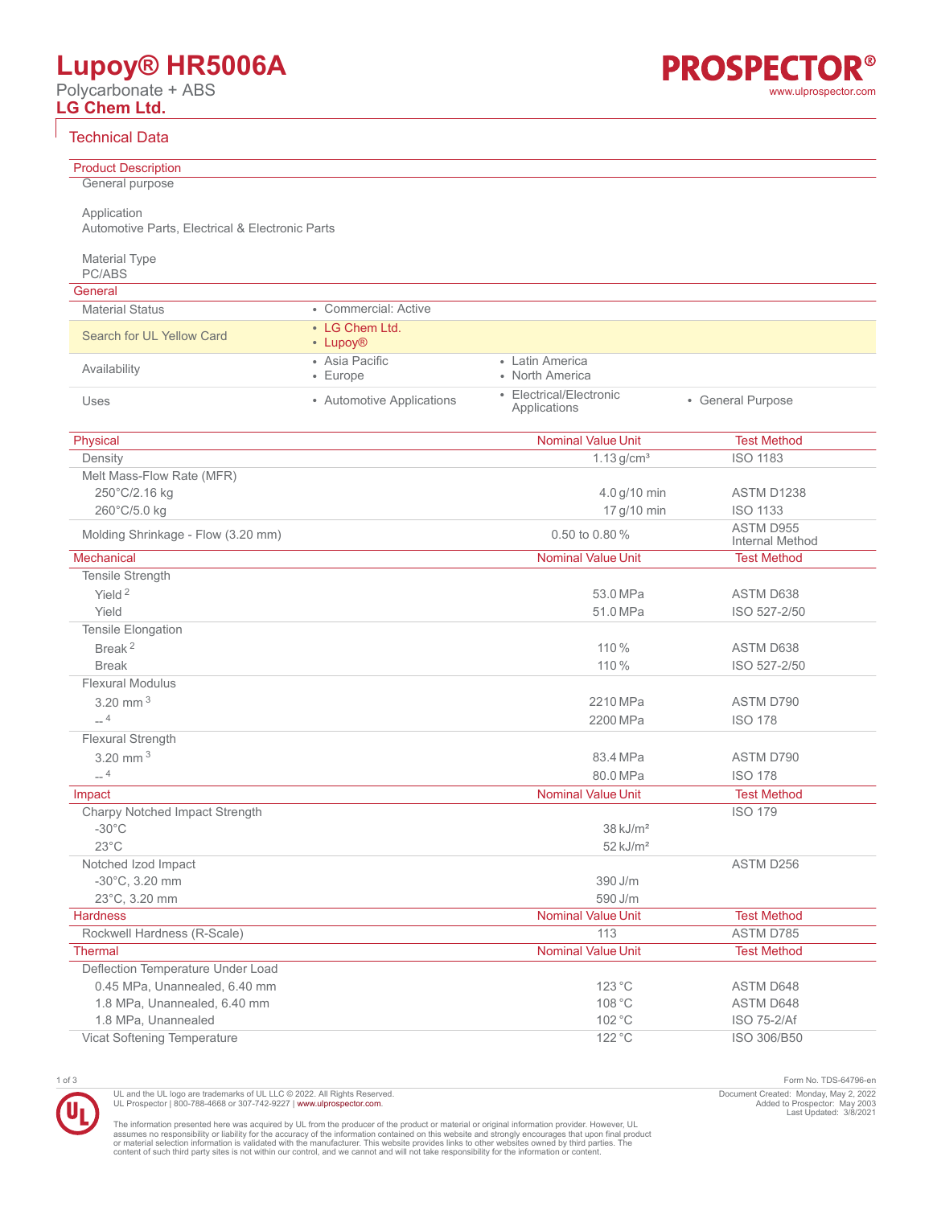# Lupoy® HR5006A

Polycarbonate + ABS

**LG Chem Ltd.**

## Technical Data

### Product Description

General purpose

Application
Automotive Parts, Electrical & Electronic Parts

Material Type
PC/ABS

### General

| | | | |
|---|---|---|---|
| Material Status | • Commercial: Active | | |
| Search for UL Yellow Card | • LG Chem Ltd.<br>• Lupoy® | | |
| Availability | • Asia Pacific<br>• Europe | • Latin America<br>• North America | |
| Uses | • Automotive Applications | • Electrical/Electronic Applications | • General Purpose |

### Physical

| Physical | Nominal Value Unit | Test Method |
|---|---|---|
| Density | 1.13 g/cm³ | ISO 1183 |
| Melt Mass-Flow Rate (MFR) | | |
| 250°C/2.16 kg | 4.0 g/10 min | ASTM D1238 |
| 260°C/5.0 kg | 17 g/10 min | ISO 1133 |
| Molding Shrinkage - Flow (3.20 mm) | 0.50 to 0.80 % | ASTM D955<br>Internal Method |

### Mechanical

| Mechanical | Nominal Value Unit | Test Method |
|---|---|---|
| Tensile Strength | | |
| Yield [2] | 53.0 MPa | ASTM D638 |
| Yield | 51.0 MPa | ISO 527-2/50 |
| Tensile Elongation | | |
| Break [2] | 110 % | ASTM D638 |
| Break | 110 % | ISO 527-2/50 |
| Flexural Modulus | | |
| 3.20 mm [3] | 2210 MPa | ASTM D790 |
| -- [4] | 2200 MPa | ISO 178 |
| Flexural Strength | | |
| 3.20 mm [3] | 83.4 MPa | ASTM D790 |
| -- [4] | 80.0 MPa | ISO 178 |

### Impact

| Impact | Nominal Value Unit | Test Method |
|---|---|---|
| Charpy Notched Impact Strength | | ISO 179 |
| -30°C | 38 kJ/m² | |
| 23°C | 52 kJ/m² | |
| Notched Izod Impact | | ASTM D256 |
| -30°C, 3.20 mm | 390 J/m | |
| 23°C, 3.20 mm | 590 J/m | |

### Hardness

| Hardness | Nominal Value Unit | Test Method |
|---|---|---|
| Rockwell Hardness (R-Scale) | 113 | ASTM D785 |

### Thermal

| Thermal | Nominal Value Unit | Test Method |
|---|---|---|
| Deflection Temperature Under Load | | |
| 0.45 MPa, Unannealed, 6.40 mm | 123 °C | ASTM D648 |
| 1.8 MPa, Unannealed, 6.40 mm | 108 °C | ASTM D648 |
| 1.8 MPa, Unannealed | 102 °C | ISO 75-2/Af |
| Vicat Softening Temperature | 122 °C | ISO 306/B50 |

Form No. TDS-64796-en

UL and the UL logo are trademarks of UL LLC © 2022. All Rights Reserved.
UL Prospector | 800-788-4668 or 307-742-9227 | www.ulprospector.com.

Document Created: Monday, May 2, 2022
Added to Prospector: May 2003
Last Updated: 3/8/2021

The information presented here was acquired by UL from the producer of the product or material or original information provider. However, UL assumes no responsibility or liability for the accuracy of the information contained on this website and strongly encourages that upon final product or material selection information is validated with the manufacturer. This website provides links to other websites owned by third parties. The content of such third party sites is not within our control, and we cannot and will not take responsibility for the information or content.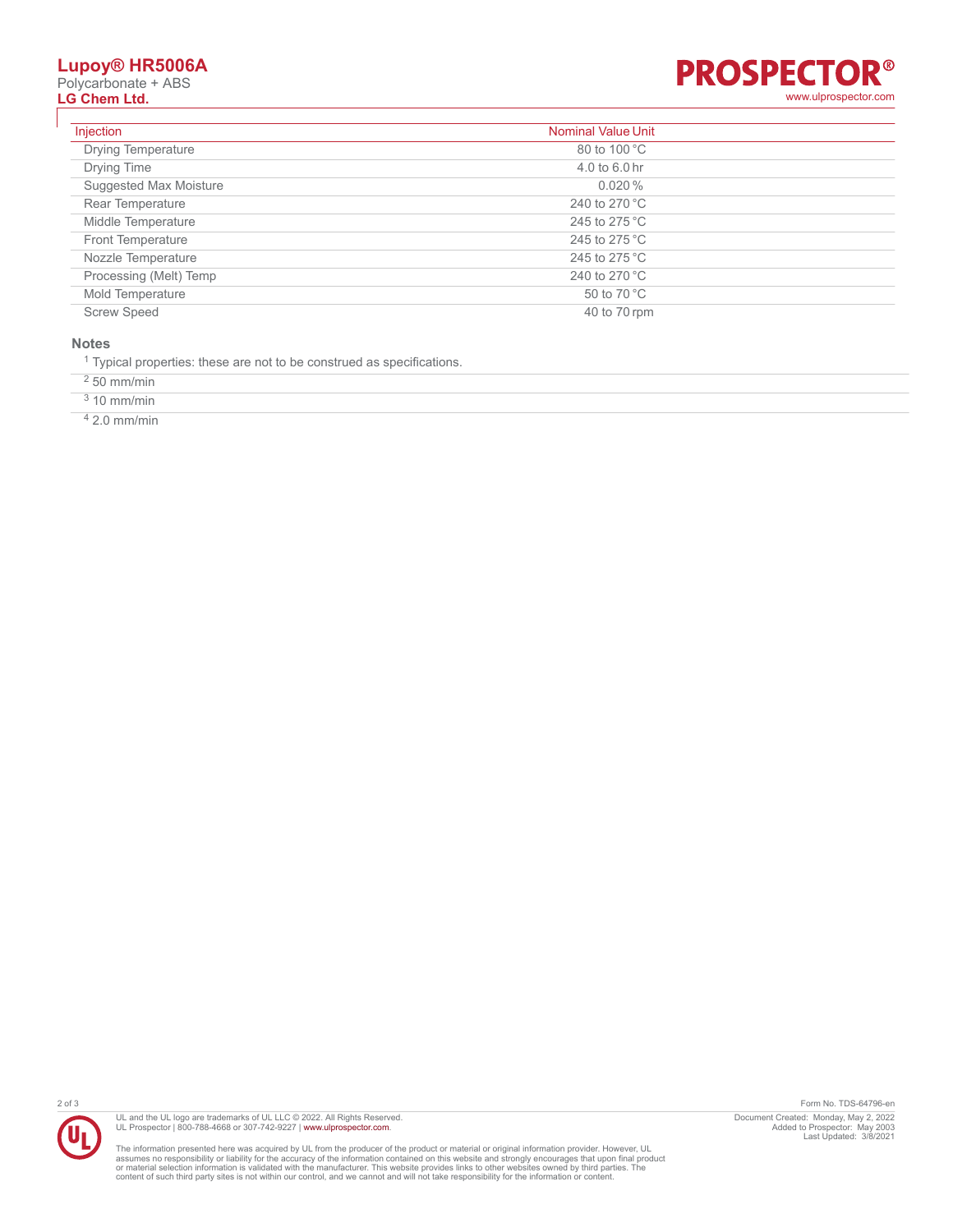| Injection | Nominal Value | Unit |
| --- | --- | --- |
| Drying Temperature | 80 to 100 | °C |
| Drying Time | 4.0 to 6.0 | hr |
| Suggested Max Moisture | 0.020 | % |
| Rear Temperature | 240 to 270 | °C |
| Middle Temperature | 245 to 275 | °C |
| Front Temperature | 245 to 275 | °C |
| Nozzle Temperature | 245 to 275 | °C |
| Processing (Melt) Temp | 240 to 270 | °C |
| Mold Temperature | 50 to 70 | °C |
| Screw Speed | 40 to 70 | rpm |

## Notes

[1] Typical properties: these are not to be construed as specifications.

[2] 50 mm/min

[3] 10 mm/min

[4] 2.0 mm/min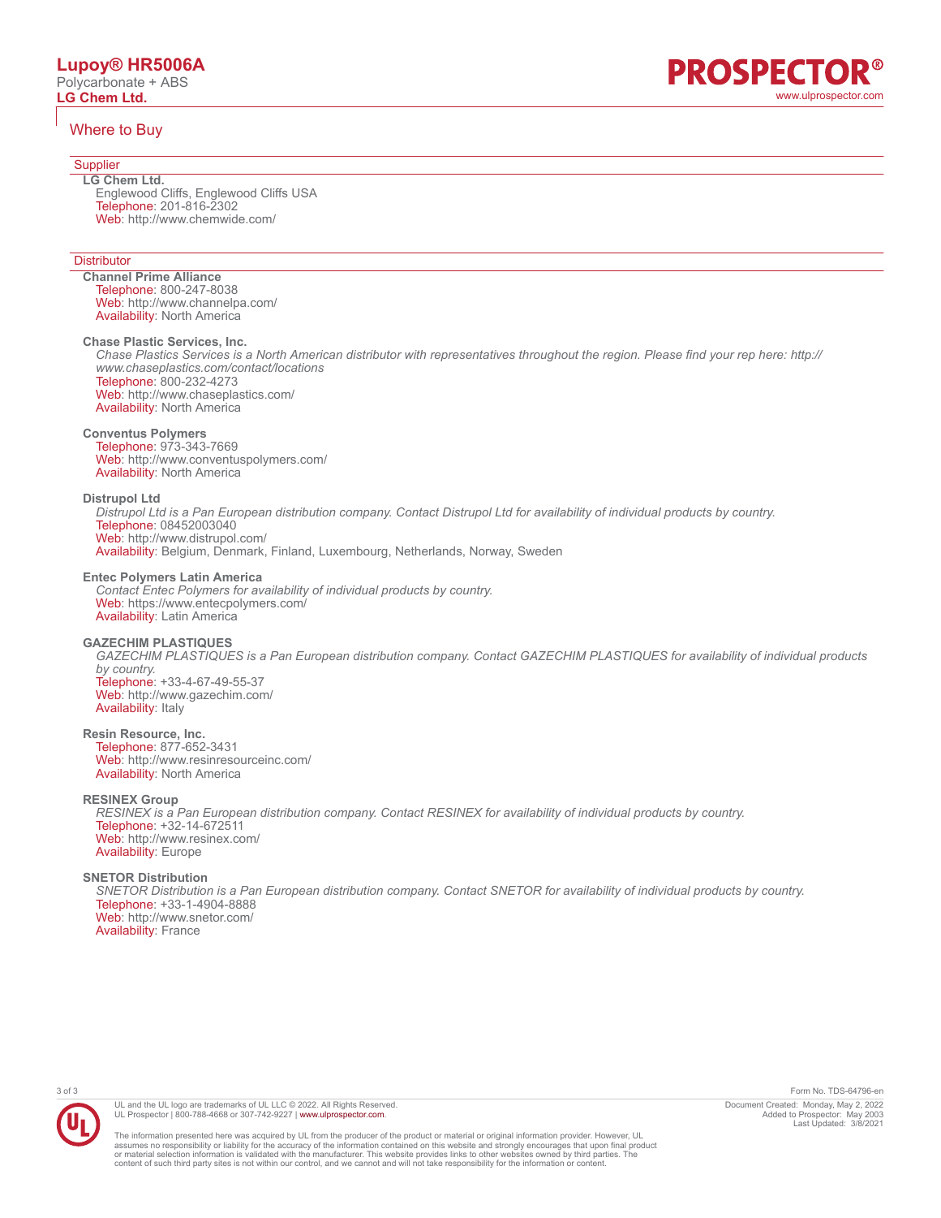## Where to Buy

### Supplier

**LG Chem Ltd.**
Englewood Cliffs, Englewood Cliffs USA
Telephone: 201-816-2302
Web: http://www.chemwide.com/

### Distributor

**Channel Prime Alliance**
Telephone: 800-247-8038
Web: http://www.channelpa.com/
Availability: North America

**Chase Plastic Services, Inc.**
*Chase Plastics Services is a North American distributor with representatives throughout the region. Please find your rep here: http://www.chaseplastics.com/contact/locations*
Telephone: 800-232-4273
Web: http://www.chaseplastics.com/
Availability: North America

**Conventus Polymers**
Telephone: 973-343-7669
Web: http://www.conventuspolymers.com/
Availability: North America

**Distrupol Ltd**
*Distrupol Ltd is a Pan European distribution company. Contact Distrupol Ltd for availability of individual products by country.*
Telephone: 08452003040
Web: http://www.distrupol.com/
Availability: Belgium, Denmark, Finland, Luxembourg, Netherlands, Norway, Sweden

**Entec Polymers Latin America**
*Contact Entec Polymers for availability of individual products by country.*
Web: https://www.entecpolymers.com/
Availability: Latin America

**GAZECHIM PLASTIQUES**
*GAZECHIM PLASTIQUES is a Pan European distribution company. Contact GAZECHIM PLASTIQUES for availability of individual products by country.*
Telephone: +33-4-67-49-55-37
Web: http://www.gazechim.com/
Availability: Italy

**Resin Resource, Inc.**
Telephone: 877-652-3431
Web: http://www.resinresourceinc.com/
Availability: North America

**RESINEX Group**
*RESINEX is a Pan European distribution company. Contact RESINEX for availability of individual products by country.*
Telephone: +32-14-672511
Web: http://www.resinex.com/
Availability: Europe

**SNETOR Distribution**
*SNETOR Distribution is a Pan European distribution company. Contact SNETOR for availability of individual products by country.*
Telephone: +33-1-4904-8888
Web: http://www.snetor.com/
Availability: France

Form No. TDS-64796-en
Document Created: Monday, May 2, 2022
Added to Prospector: May 2003
Last Updated: 3/8/2021

UL and the UL logo are trademarks of UL LLC © 2022. All Rights Reserved.
UL Prospector | 800-788-4668 or 307-742-9227 | www.ulprospector.com.

The information presented here was acquired by UL from the producer of the product or material or original information provider. However, UL assumes no responsibility or liability for the accuracy of the information contained on this website and strongly encourages that upon final product or material selection information is validated with the manufacturer. This website provides links to other websites owned by third parties. The content of such third party sites is not within our control, and we cannot and will not take responsibility for the information or content.